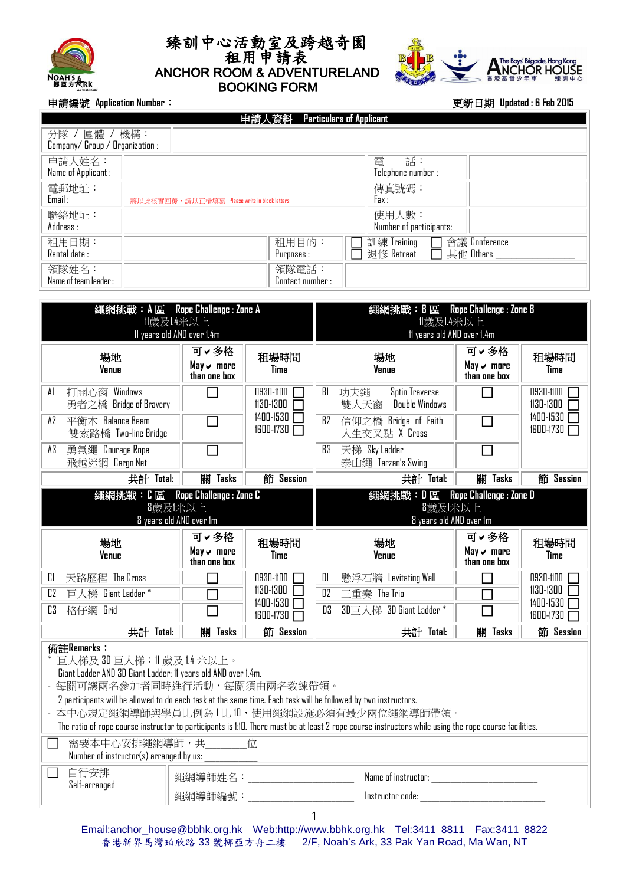# 臻訓中心活動室及跨越奇園 租用申請表
# ANCHOR ROOM & ADVENTURELAND BOOKING FORM

**申請編號 Application Number：**

**更新日期 Updated : 6 Feb 2015**

## 申請人資料 Particulars of Applicant

| | | | |
|---|---|---|---|
| 分隊 / 團體 / 機構：Company/ Group / Organization : | | | |
| 申請人姓名：Name of Applicant : | | 電　話：Telephone number : | |
| 電郵地址：Email : | 將以此核實回覆，請以正楷填寫 Please write in block letters | 傳真號碼：Fax : | |
| 聯絡地址：Address : | | 使用人數：Number of participants: | |
| 租用日期：Rental date : | | 租用目的：Purposes : | ☐ 訓練 Training ☐ 會議 Conference ☐ 退修 Retreat ☐ 其他 Others ________ |
| 領隊姓名：Name of team leader : | | 領隊電話：Contact number : | |

## 繩網挑戰：A 區 Rope Challenge : Zone A
11歲及1.4米以上 11 years old AND over 1.4m

| 場地 Venue | 可✔多格 May ✔ more than one box | 租場時間 Time |
|---|---|---|
| A1 打開心窗 Windows 勇者之橋 Bridge of Bravery | ☐ | 0930-1100 ☐ 1130-1300 ☐ 1400-1530 ☐ 1600-1730 ☐ |
| A2 平衡木 Balance Beam 雙索路橋 Two-line Bridge | ☐ | |
| A3 勇氣繩 Courage Rope 飛越迷網 Cargo Net | ☐ | |
| 共計 Total: | 關 Tasks | 節 Session |

## 繩網挑戰：B 區 Rope Challenge : Zone B
11歲及1.4米以上 11 years old AND over 1.4m

| 場地 Venue | 可✔多格 May ✔ more than one box | 租場時間 Time |
|---|---|---|
| B1 功夫繩 Sptin Traverse 雙人天窗 Double Windows | ☐ | 0930-1100 ☐ 1130-1300 ☐ 1400-1530 ☐ 1600-1730 ☐ |
| B2 信仰之橋 Bridge of Faith 人生交叉點 X Cross | ☐ | |
| B3 天梯 Sky Ladder 泰山繩 Tarzan's Swing | ☐ | |
| 共計 Total: | 關 Tasks | 節 Session |

## 繩網挑戰：C 區 Rope Challenge : Zone C
8歲及1米以上 8 years old AND over 1m

| 場地 Venue | 可✔多格 May ✔ more than one box | 租場時間 Time |
|---|---|---|
| C1 天路歷程 The Cross | ☐ | 0930-1100 ☐ 1130-1300 ☐ 1400-1530 ☐ 1600-1730 ☐ |
| C2 巨人梯 Giant Ladder * | ☐ | |
| C3 格仔網 Grid | ☐ | |
| 共計 Total: | 關 Tasks | 節 Session |

## 繩網挑戰：D 區 Rope Challenge : Zone D
8歲及1米以上 8 years old AND over 1m

| 場地 Venue | 可✔多格 May ✔ more than one box | 租場時間 Time |
|---|---|---|
| D1 懸浮石牆 Levitating Wall | ☐ | 0930-1100 ☐ 1130-1300 ☐ 1400-1530 ☐ 1600-1730 ☐ |
| D2 三重奏 The Trio | ☐ | |
| D3 3D巨人梯 3D Giant Ladder * | ☐ | |
| 共計 Total: | 關 Tasks | 節 Session |

**備註Remarks：**

\* 巨人梯及 3D 巨人梯：11 歲及 1.4 米以上。
Giant Ladder AND 3D Giant Ladder: 11 years old AND over 1.4m.

- 每關可讓兩名參加者同時進行活動，每關須由兩名教練帶領。
  2 participants will be allowed to do each task at the same time. Each task will be followed by two instructors.
- 本中心規定繩網導師與學員比例為 1 比 10，使用繩網設施必須有最少兩位繩網導師帶領。
  The ratio of rope course instructor to participants is 1:10. There must be at least 2 rope course instructors while using the rope course facilities.

☐ 需要本中心安排繩網導師，共_______位
Number of instructor(s) arranged by us: ___________

☐ 自行安排 Self-arranged
繩網導師姓名：________________ Name of instructor: ________________
繩網導師編號：________________ Instructor code: ________________

Email:anchor_house@bbhk.org.hk Web:http://www.bbhk.org.hk Tel:3411 8811 Fax:3411 8822
香港新界馬灣珀欣路 33 號挪亞方舟二樓 2/F, Noah's Ark, 33 Pak Yan Road, Ma Wan, NT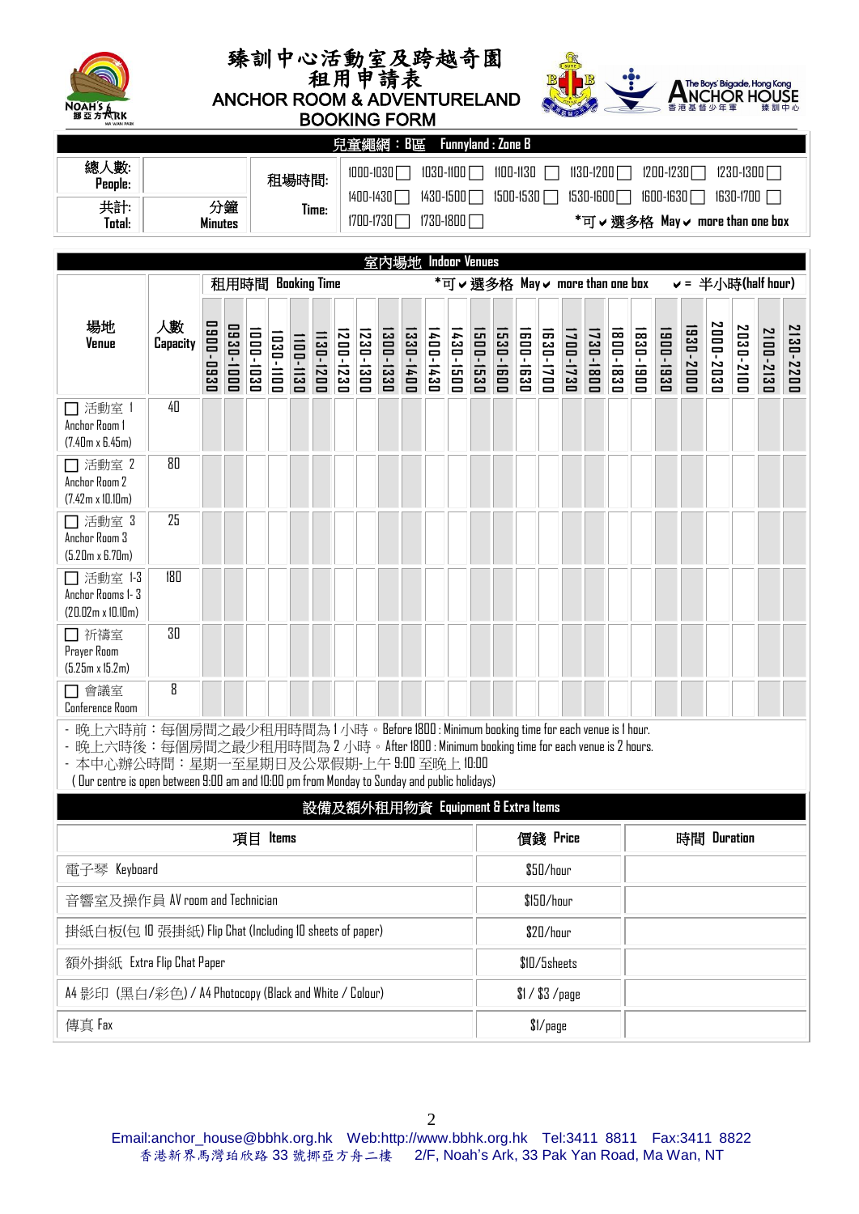# 臻訓中心活動室及跨越奇園 租用申請表
# ANCHOR ROOM & ADVENTURELAND BOOKING FORM

## 兒童繩網：B區 Funnyland : Zone B

| 總人數: People: | | 租場時間: Time: | 1000-1030 ☐ 1030-1100 ☐ 1100-1130 ☐ 1130-1200 ☐ 1200-1230 ☐ 1230-1300 ☐ |
|---|---|---|---|
| 共計: Total: | 分鐘 Minutes | | 1400-1430 ☐ 1430-1500 ☐ 1500-1530 ☐ 1530-1600 ☐ 1600-1630 ☐ 1630-1700 ☐ |
| | | | 1700-1730 ☐ 1730-1800 ☐ *可 ✔ 選多格 May ✔ more than one box |

## 室內場地 Indoor Venues

租用時間 Booking Time　*可 ✔ 選多格 May ✔ more than one box　✔ = 半小時(half hour)

| 場地 Venue | 人數 Capacity | 0900-0930 | 0930-1000 | 1000-1030 | 1030-1100 | 1100-1130 | 1130-1200 | 1200-1230 | 1230-1300 | 1300-1330 | 1330-1400 | 1400-1430 | 1430-1500 | 1500-1530 | 1530-1600 | 1600-1630 | 1630-1700 | 1700-1730 | 1730-1800 | 1800-1830 | 1830-1900 | 1900-1930 | 1930-2000 | 2000-2030 | 2030-2100 | 2100-2130 | 2130-2200 |
|---|---|---|---|---|---|---|---|---|---|---|---|---|---|---|---|---|---|---|---|---|---|---|---|---|---|---|---|
| ☐ 活動室 1 Anchor Room 1 (7.40m x 6.45m) | 40 | | | | | | | | | | | | | | | | | | | | | | | | | | |
| ☐ 活動室 2 Anchor Room 2 (7.42m x 10.10m) | 80 | | | | | | | | | | | | | | | | | | | | | | | | | | |
| ☐ 活動室 3 Anchor Room 3 (5.20m x 6.70m) | 25 | | | | | | | | | | | | | | | | | | | | | | | | | | |
| ☐ 活動室 1-3 Anchor Rooms 1-3 (20.02m x 10.10m) | 180 | | | | | | | | | | | | | | | | | | | | | | | | | | |
| ☐ 祈禱室 Prayer Room (5.25m x 15.2m) | 30 | | | | | | | | | | | | | | | | | | | | | | | | | | |
| ☐ 會議室 Conference Room | 8 | | | | | | | | | | | | | | | | | | | | | | | | | | |

- 晚上六時前：每個房間之最少租用時間為 1 小時。Before 1800 : Minimum booking time for each venue is 1 hour.
- 晚上六時後：每個房間之最少租用時間為 2 小時。After 1800 : Minimum booking time for each venue is 2 hours.
- 本中心辦公時間：星期一至星期日及公眾假期-上午 9:00 至晚上 10:00
( Our centre is open between 9:00 am and 10:00 pm from Monday to Sunday and public holidays)

## 設備及額外租用物資 Equipment & Extra Items

| 項目 Items | 價錢 Price | 時間 Duration |
|---|---|---|
| 電子琴 Keyboard | $50/hour | |
| 音響室及操作員 AV room and Technician | $150/hour | |
| 掛紙白板(包 10 張掛紙) Flip Chat (Including 10 sheets of paper) | $20/hour | |
| 額外掛紙 Extra Flip Chat Paper | $10/5sheets | |
| A4 影印 (黑白/彩色) / A4 Photocopy (Black and White / Colour) | $1 / $3 /page | |
| 傳真 Fax | $1/page | |

Email:anchor_house@bbhk.org.hk Web:http://www.bbhk.org.hk Tel:3411 8811 Fax:3411 8822
香港新界馬灣珀欣路 33 號挪亞方舟二樓 2/F, Noah's Ark, 33 Pak Yan Road, Ma Wan, NT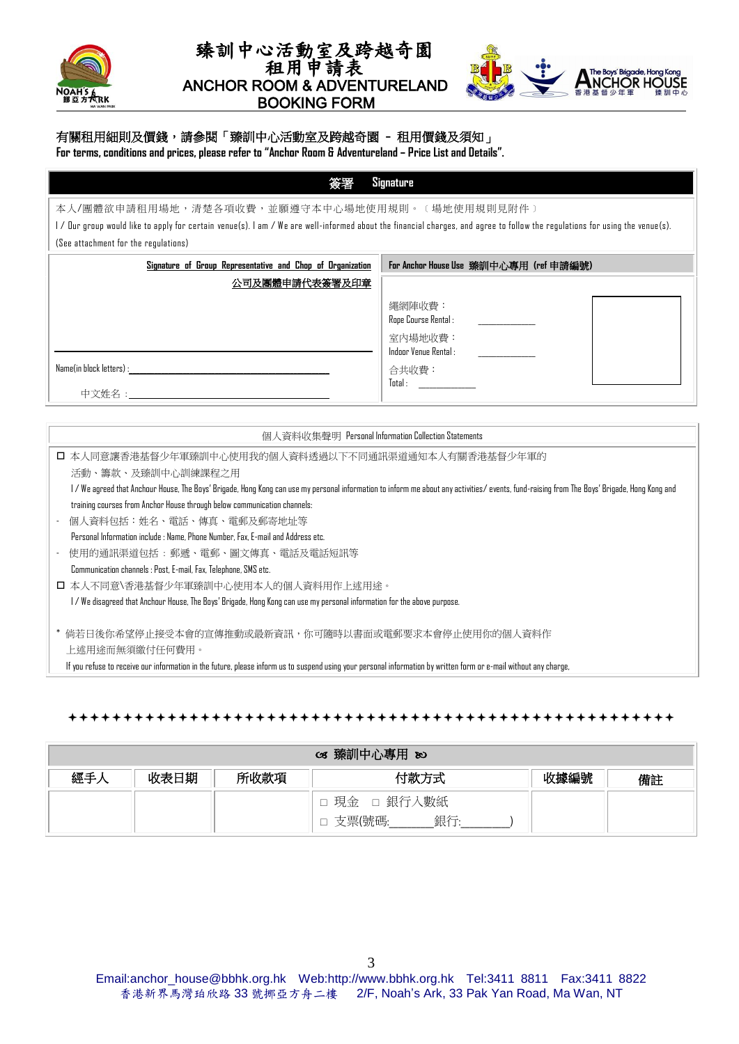# 臻訓中心活動室及跨越奇園 租用申請表
# ANCHOR ROOM & ADVENTURELAND BOOKING FORM

**有關租用細則及價錢，請參閱「臻訓中心活動室及跨越奇園 – 租用價錢及須知」**
**For terms, conditions and prices, please refer to "Anchor Room & Adventureland – Price List and Details".**

## 簽署 Signature

本人/團體欲申請租用場地，清楚各項收費，並願遵守本中心場地使用規則。〔場地使用規則見附件〕

I / Our group would like to apply for certain venue(s). I am / We are well-informed about the financial charges, and agree to follow the regulations for using the venue(s). (See attachment for the regulations)

| Signature of Group Representative and Chop of Organization 公司及團體申請代表簽署及印章 | For Anchor House Use 臻訓中心專用 (ref 申請編號) |
|---|---|
| _______________________ | 繩網陣收費：Rope Course Rental: ________ |
| Name(in block letters): _______________________ | 室內場地收費：Indoor Venue Rental: ________ |
| 中文姓名：_______________________ | 合共收費：Total: ________ |

## 個人資料收集聲明 Personal Information Collection Statements

☐ 本人同意讓香港基督少年軍臻訓中心使用我的個人資料透過以下不同通訊渠道通知本人有關香港基督少年軍的活動、籌款、及臻訓中心訓練課程之用

I / We agreed that Anchor House, The Boys' Brigade, Hong Kong can use my personal information to inform me about any activities/ events, fund-raising from The Boys' Brigade, Hong Kong and training courses from Anchor House through below communication channels:

- 個人資料包括：姓名、電話、傳真、電郵及郵寄地址等
  Personal Information include : Name, Phone Number, Fax, E-mail and Address etc.
- 使用的通訊渠道包括：郵遞、電郵、圖文傳真、電話及電話短訊等
  Communication channels : Post, E-mail, Fax, Telephone, SMS etc.

☐ 本人不同意\香港基督少年軍臻訓中心使用本人的個人資料用作上述用途。

I / We disagreed that Anchor House, The Boys' Brigade, Hong Kong can use my personal information for the above purpose.

\* 倘若日後你希望停止接受本會的宣傳推動或最新資訊，你可隨時以書面或電郵要求本會停止使用你的個人資料作上述用途而無須繳付任何費用。

If you refuse to receive our information in the future, please inform us to suspend using your personal information by written form or e-mail without any charge.

✦✦✦✦✦✦✦✦✦✦✦✦✦✦✦✦✦✦✦✦✦✦✦✦✦✦✦✦✦✦✦✦✦✦✦✦✦✦✦✦✦✦✦✦✦✦✦✦✦✦✦✦

## 臻訓中心專用

| 經手人 | 收表日期 | 所收款項 | 付款方式 | 收據編號 | 備註 |
|---|---|---|---|---|---|
| | | | □ 現金 □ 銀行入數紙<br>□ 支票(號碼:_______銀行:_______) | | |

Email:anchor_house@bbhk.org.hk Web:http://www.bbhk.org.hk Tel:3411 8811 Fax:3411 8822
香港新界馬灣珀欣路 33 號挪亞方舟二樓 2/F, Noah's Ark, 33 Pak Yan Road, Ma Wan, NT